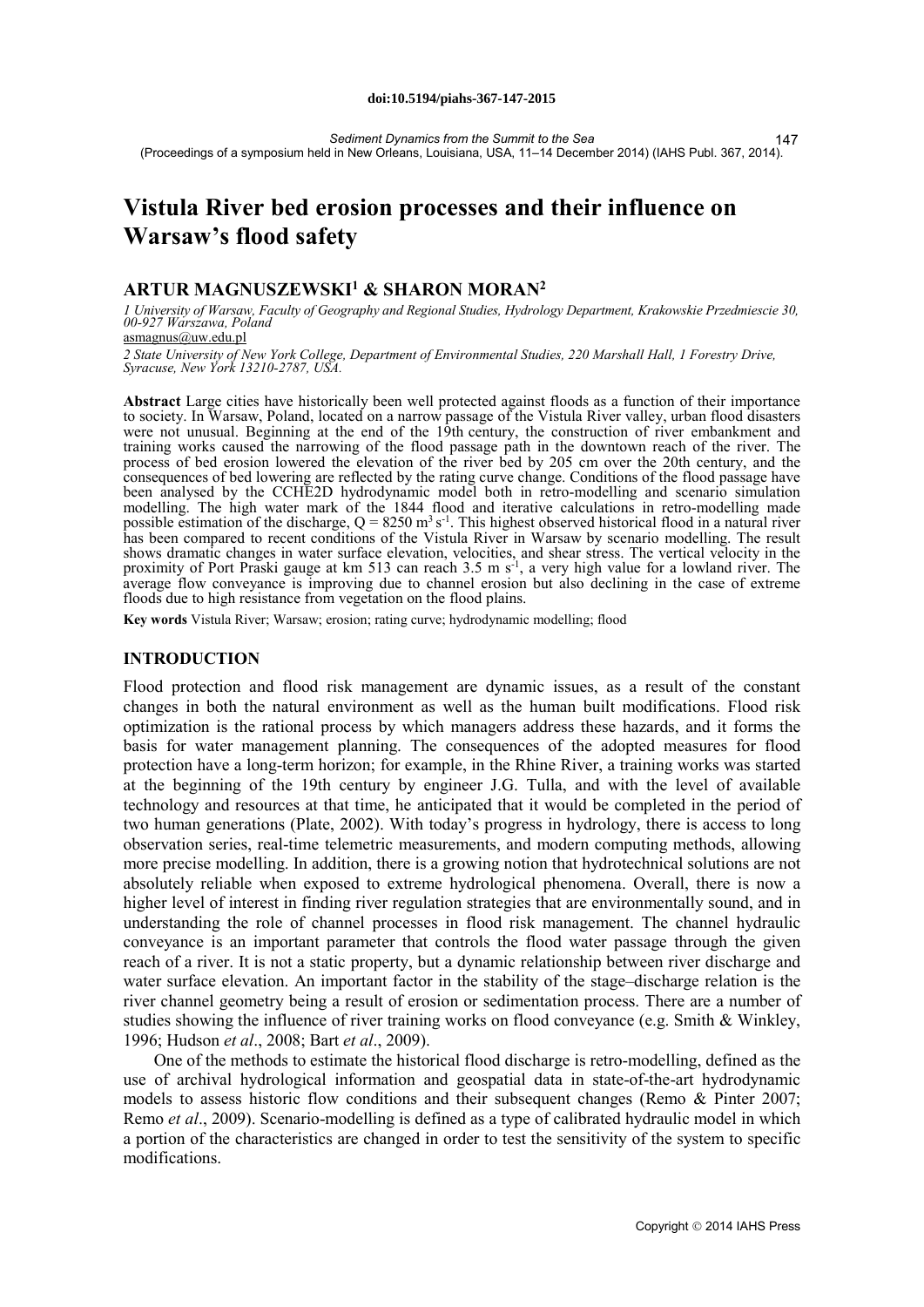doi:10.5194/piahs-367-147-2015

*Sediment Dynamics from the Summit to the Sea*
(Proceedings of a symposium held in New Orleans, Louisiana, USA, 11–14 December 2014) (IAHS Publ. 367, 2014).

# Vistula River bed erosion processes and their influence on Warsaw's flood safety

## ARTUR MAGNUSZEWSKI[1] & SHARON MORAN[2]

*1 University of Warsaw, Faculty of Geography and Regional Studies, Hydrology Department, Krakowskie Przedmiescie 30, 00-927 Warszawa, Poland*
asmagnus@uw.edu.pl

*2 State University of New York College, Department of Environmental Studies, 220 Marshall Hall, 1 Forestry Drive, Syracuse, New York 13210-2787, USA.*

**Abstract** Large cities have historically been well protected against floods as a function of their importance to society. In Warsaw, Poland, located on a narrow passage of the Vistula River valley, urban flood disasters were not unusual. Beginning at the end of the 19th century, the construction of river embankment and training works caused the narrowing of the flood passage path in the downtown reach of the river. The process of bed erosion lowered the elevation of the river bed by 205 cm over the 20th century, and the consequences of bed lowering are reflected by the rating curve change. Conditions of the flood passage have been analysed by the CCHE2D hydrodynamic model both in retro-modelling and scenario simulation modelling. The high water mark of the 1844 flood and iterative calculations in retro-modelling made possible estimation of the discharge, $Q = 8250$ m$^3$ s$^{-1}$. This highest observed historical flood in a natural river has been compared to recent conditions of the Vistula River in Warsaw by scenario modelling. The result shows dramatic changes in water surface elevation, velocities, and shear stress. The vertical velocity in the proximity of Port Praski gauge at km 513 can reach 3.5 m s$^{-1}$, a very high value for a lowland river. The average flow conveyance is improving due to channel erosion but also declining in the case of extreme floods due to high resistance from vegetation on the flood plains.

**Key words** Vistula River; Warsaw; erosion; rating curve; hydrodynamic modelling; flood

## INTRODUCTION

Flood protection and flood risk management are dynamic issues, as a result of the constant changes in both the natural environment as well as the human built modifications. Flood risk optimization is the rational process by which managers address these hazards, and it forms the basis for water management planning. The consequences of the adopted measures for flood protection have a long-term horizon; for example, in the Rhine River, a training works was started at the beginning of the 19th century by engineer J.G. Tulla, and with the level of available technology and resources at that time, he anticipated that it would be completed in the period of two human generations (Plate, 2002). With today's progress in hydrology, there is access to long observation series, real-time telemetric measurements, and modern computing methods, allowing more precise modelling. In addition, there is a growing notion that hydrotechnical solutions are not absolutely reliable when exposed to extreme hydrological phenomena. Overall, there is now a higher level of interest in finding river regulation strategies that are environmentally sound, and in understanding the role of channel processes in flood risk management. The channel hydraulic conveyance is an important parameter that controls the flood water passage through the given reach of a river. It is not a static property, but a dynamic relationship between river discharge and water surface elevation. An important factor in the stability of the stage–discharge relation is the river channel geometry being a result of erosion or sedimentation process. There are a number of studies showing the influence of river training works on flood conveyance (e.g. Smith & Winkley, 1996; Hudson *et al*., 2008; Bart *et al*., 2009).

One of the methods to estimate the historical flood discharge is retro-modelling, defined as the use of archival hydrological information and geospatial data in state-of-the-art hydrodynamic models to assess historic flow conditions and their subsequent changes (Remo & Pinter 2007; Remo *et al*., 2009). Scenario-modelling is defined as a type of calibrated hydraulic model in which a portion of the characteristics are changed in order to test the sensitivity of the system to specific modifications.

Copyright © 2014 IAHS Press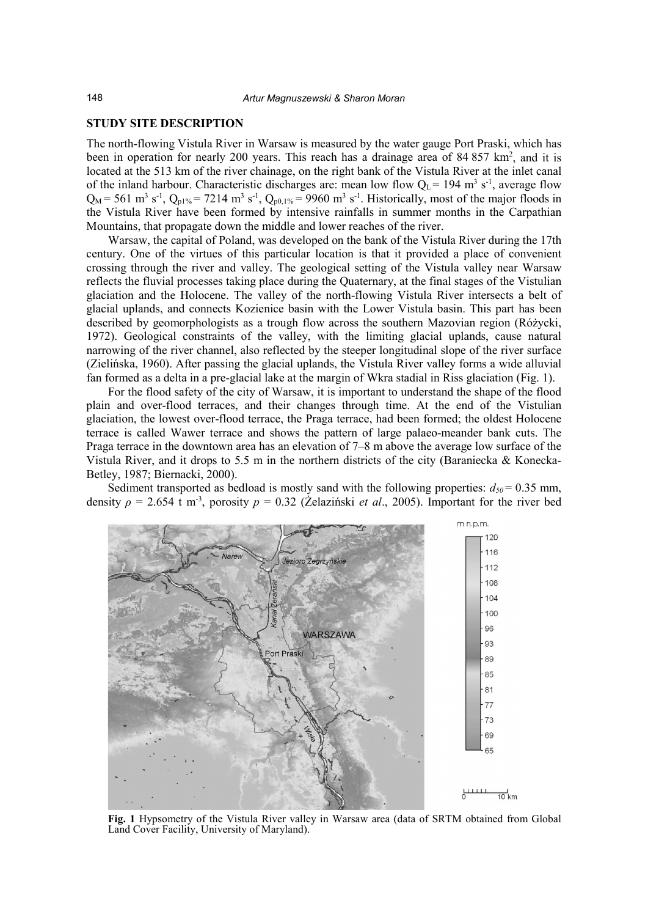## STUDY SITE DESCRIPTION

The north-flowing Vistula River in Warsaw is measured by the water gauge Port Praski, which has been in operation for nearly 200 years. This reach has a drainage area of 84 857 km$^2$, and it is located at the 513 km of the river chainage, on the right bank of the Vistula River at the inlet canal of the inland harbour. Characteristic discharges are: mean low flow $Q_L = 194$ m$^3$ s$^{-1}$, average flow $Q_M = 561$ m$^3$ s$^{-1}$, $Q_{p1\%} = 7214$ m$^3$ s$^{-1}$, $Q_{p0,1\%} = 9960$ m$^3$ s$^{-1}$. Historically, most of the major floods in the Vistula River have been formed by intensive rainfalls in summer months in the Carpathian Mountains, that propagate down the middle and lower reaches of the river.

Warsaw, the capital of Poland, was developed on the bank of the Vistula River during the 17th century. One of the virtues of this particular location is that it provided a place of convenient crossing through the river and valley. The geological setting of the Vistula valley near Warsaw reflects the fluvial processes taking place during the Quaternary, at the final stages of the Vistulian glaciation and the Holocene. The valley of the north-flowing Vistula River intersects a belt of glacial uplands, and connects Kozienice basin with the Lower Vistula basin. This part has been described by geomorphologists as a trough flow across the southern Mazovian region (Różycki, 1972). Geological constraints of the valley, with the limiting glacial uplands, cause natural narrowing of the river channel, also reflected by the steeper longitudinal slope of the river surface (Zielińska, 1960). After passing the glacial uplands, the Vistula River valley forms a wide alluvial fan formed as a delta in a pre-glacial lake at the margin of Wkra stadial in Riss glaciation (Fig. 1).

For the flood safety of the city of Warsaw, it is important to understand the shape of the flood plain and over-flood terraces, and their changes through time. At the end of the Vistulian glaciation, the lowest over-flood terrace, the Praga terrace, had been formed; the oldest Holocene terrace is called Wawer terrace and shows the pattern of large palaeo-meander bank cuts. The Praga terrace in the downtown area has an elevation of 7–8 m above the average low surface of the Vistula River, and it drops to 5.5 m in the northern districts of the city (Baraniecka & Konecka-Betley, 1987; Biernacki, 2000).

Sediment transported as bedload is mostly sand with the following properties: $d_{50} = 0.35$ mm, density $\rho = 2.654$ t m$^{-3}$, porosity $p = 0.32$ (Żelaziński *et al*., 2005). Important for the river bed

**Fig. 1** Hypsometry of the Vistula River valley in Warsaw area (data of SRTM obtained from Global Land Cover Facility, University of Maryland).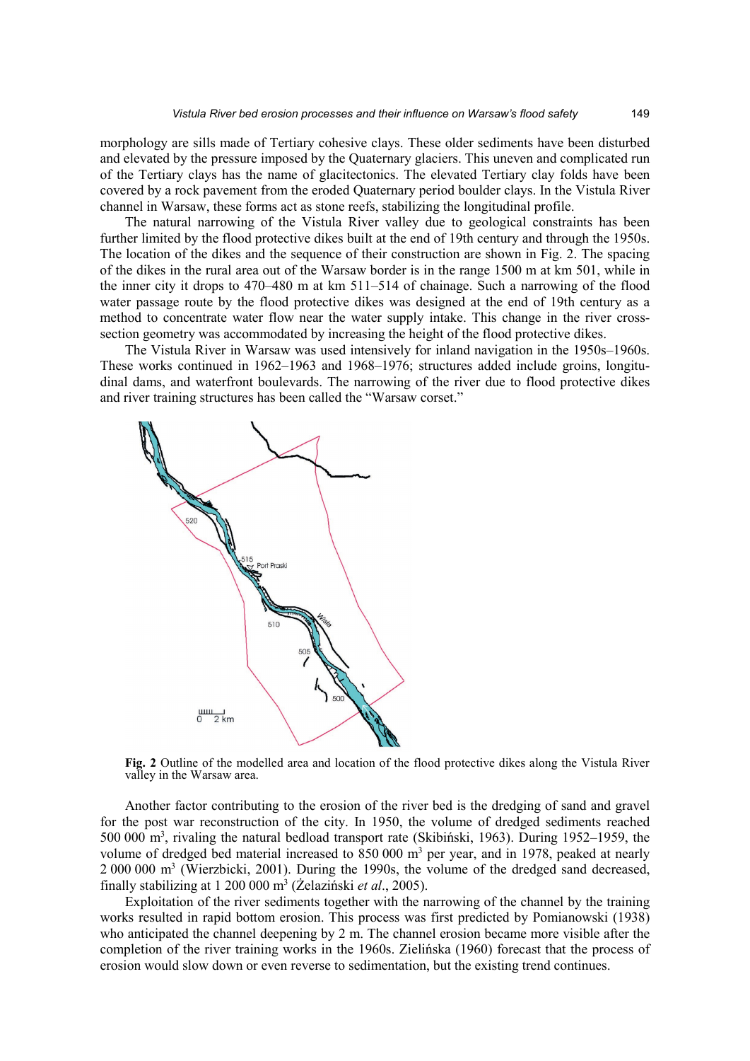morphology are sills made of Tertiary cohesive clays. These older sediments have been disturbed and elevated by the pressure imposed by the Quaternary glaciers. This uneven and complicated run of the Tertiary clays has the name of glacitectonics. The elevated Tertiary clay folds have been covered by a rock pavement from the eroded Quaternary period boulder clays. In the Vistula River channel in Warsaw, these forms act as stone reefs, stabilizing the longitudinal profile.

The natural narrowing of the Vistula River valley due to geological constraints has been further limited by the flood protective dikes built at the end of 19th century and through the 1950s. The location of the dikes and the sequence of their construction are shown in Fig. 2. The spacing of the dikes in the rural area out of the Warsaw border is in the range 1500 m at km 501, while in the inner city it drops to 470–480 m at km 511–514 of chainage. Such a narrowing of the flood water passage route by the flood protective dikes was designed at the end of 19th century as a method to concentrate water flow near the water supply intake. This change in the river cross-section geometry was accommodated by increasing the height of the flood protective dikes.

The Vistula River in Warsaw was used intensively for inland navigation in the 1950s–1960s. These works continued in 1962–1963 and 1968–1976; structures added include groins, longitudinal dams, and waterfront boulevards. The narrowing of the river due to flood protective dikes and river training structures has been called the "Warsaw corset."

**Fig. 2** Outline of the modelled area and location of the flood protective dikes along the Vistula River valley in the Warsaw area.

Another factor contributing to the erosion of the river bed is the dredging of sand and gravel for the post war reconstruction of the city. In 1950, the volume of dredged sediments reached 500 000 $m^3$, rivaling the natural bedload transport rate (Skibiński, 1963). During 1952–1959, the volume of dredged bed material increased to 850 000 $m^3$ per year, and in 1978, peaked at nearly 2 000 000 $m^3$ (Wierzbicki, 2001). During the 1990s, the volume of the dredged sand decreased, finally stabilizing at 1 200 000 $m^3$ (Żelaziński *et al*., 2005).

Exploitation of the river sediments together with the narrowing of the channel by the training works resulted in rapid bottom erosion. This process was first predicted by Pomianowski (1938) who anticipated the channel deepening by 2 m. The channel erosion became more visible after the completion of the river training works in the 1960s. Zielińska (1960) forecast that the process of erosion would slow down or even reverse to sedimentation, but the existing trend continues.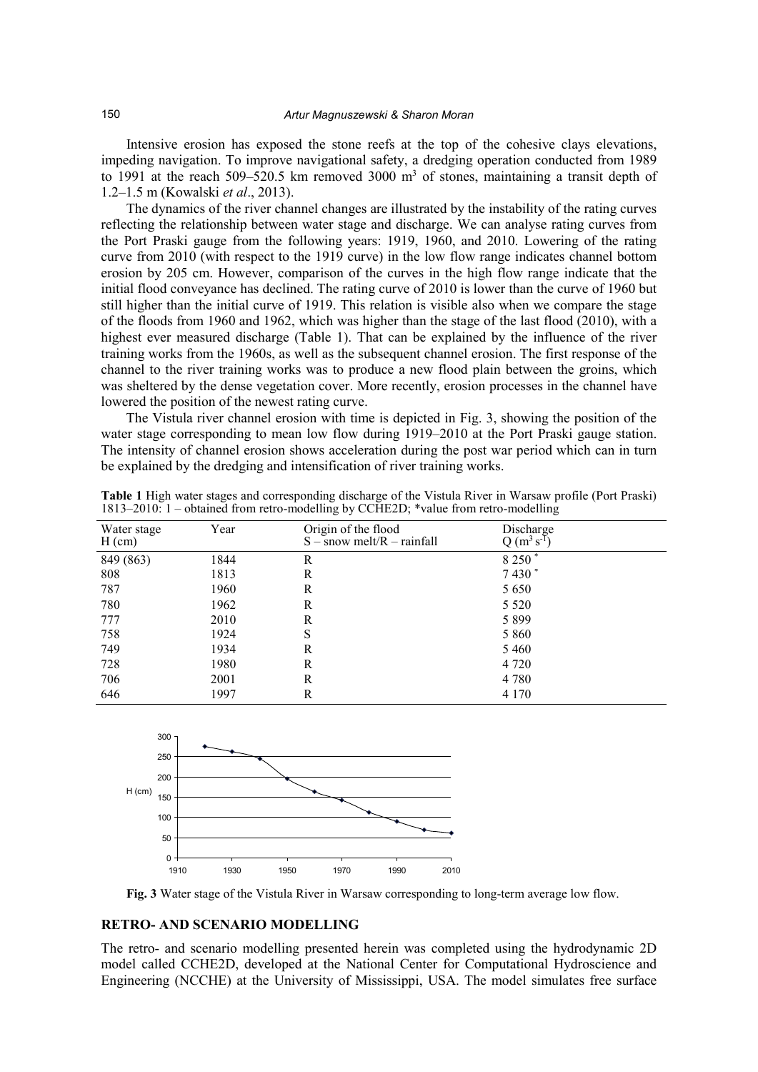Intensive erosion has exposed the stone reefs at the top of the cohesive clays elevations, impeding navigation. To improve navigational safety, a dredging operation conducted from 1989 to 1991 at the reach 509–520.5 km removed 3000 $m^3$ of stones, maintaining a transit depth of 1.2–1.5 m (Kowalski *et al*., 2013).

The dynamics of the river channel changes are illustrated by the instability of the rating curves reflecting the relationship between water stage and discharge. We can analyse rating curves from the Port Praski gauge from the following years: 1919, 1960, and 2010. Lowering of the rating curve from 2010 (with respect to the 1919 curve) in the low flow range indicates channel bottom erosion by 205 cm. However, comparison of the curves in the high flow range indicate that the initial flood conveyance has declined. The rating curve of 2010 is lower than the curve of 1960 but still higher than the initial curve of 1919. This relation is visible also when we compare the stage of the floods from 1960 and 1962, which was higher than the stage of the last flood (2010), with a highest ever measured discharge (Table 1). That can be explained by the influence of the river training works from the 1960s, as well as the subsequent channel erosion. The first response of the channel to the river training works was to produce a new flood plain between the groins, which was sheltered by the dense vegetation cover. More recently, erosion processes in the channel have lowered the position of the newest rating curve.

The Vistula river channel erosion with time is depicted in Fig. 3, showing the position of the water stage corresponding to mean low flow during 1919–2010 at the Port Praski gauge station. The intensity of channel erosion shows acceleration during the post war period which can in turn be explained by the dredging and intensification of river training works.

**Table 1** High water stages and corresponding discharge of the Vistula River in Warsaw profile (Port Praski) 1813–2010: 1 – obtained from retro-modelling by CCHE2D; *value from retro-modelling

| Water stage H (cm) | Year | Origin of the flood S – snow melt/R – rainfall | Discharge Q ($m^3 s^{-1}$) |
|---|---|---|---|
| 849 (863) | 1844 | R | 8 250 * |
| 808 | 1813 | R | 7 430 * |
| 787 | 1960 | R | 5 650 |
| 780 | 1962 | R | 5 520 |
| 777 | 2010 | R | 5 899 |
| 758 | 1924 | S | 5 860 |
| 749 | 1934 | R | 5 460 |
| 728 | 1980 | R | 4 720 |
| 706 | 2001 | R | 4 780 |
| 646 | 1997 | R | 4 170 |

**Fig. 3** Water stage of the Vistula River in Warsaw corresponding to long-term average low flow.

## RETRO- AND SCENARIO MODELLING

The retro- and scenario modelling presented herein was completed using the hydrodynamic 2D model called CCHE2D, developed at the National Center for Computational Hydroscience and Engineering (NCCHE) at the University of Mississippi, USA. The model simulates free surface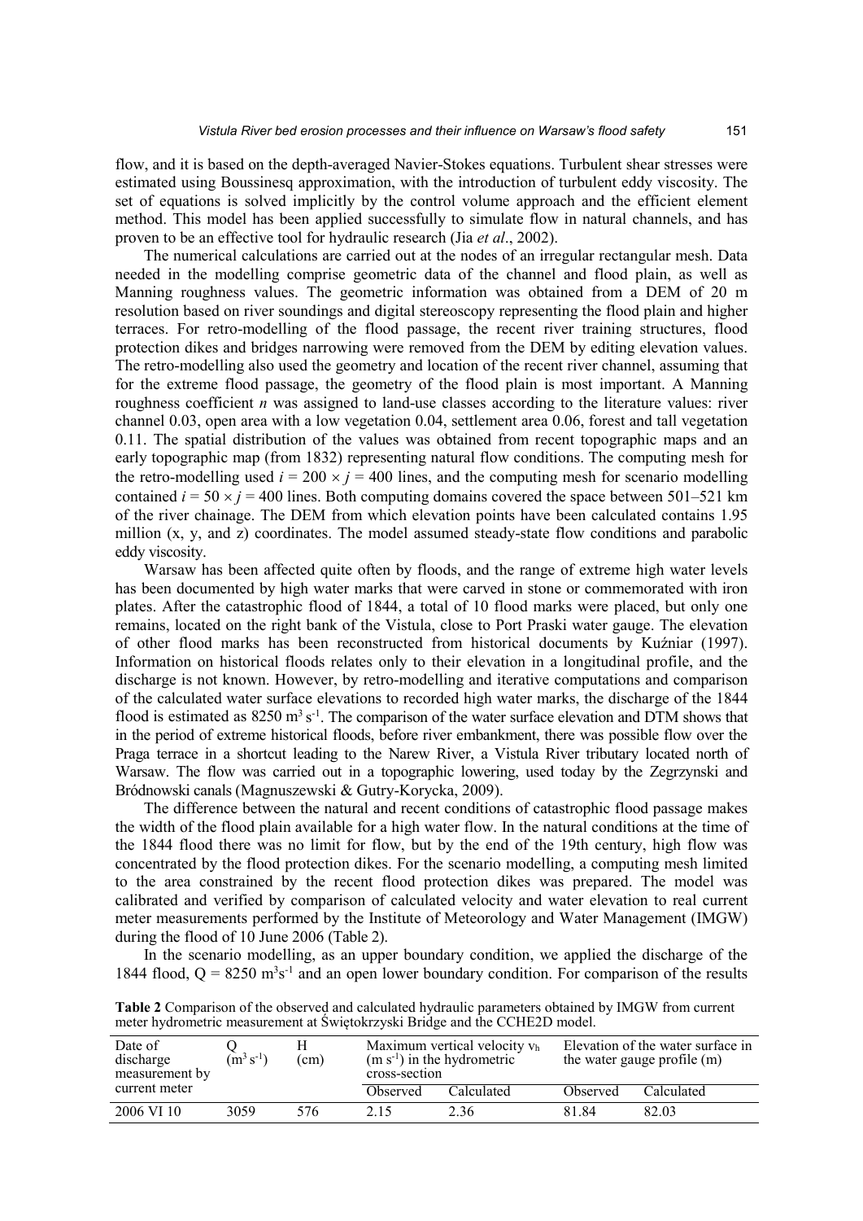flow, and it is based on the depth-averaged Navier-Stokes equations. Turbulent shear stresses were estimated using Boussinesq approximation, with the introduction of turbulent eddy viscosity. The set of equations is solved implicitly by the control volume approach and the efficient element method. This model has been applied successfully to simulate flow in natural channels, and has proven to be an effective tool for hydraulic research (Jia *et al*., 2002).

The numerical calculations are carried out at the nodes of an irregular rectangular mesh. Data needed in the modelling comprise geometric data of the channel and flood plain, as well as Manning roughness values. The geometric information was obtained from a DEM of 20 m resolution based on river soundings and digital stereoscopy representing the flood plain and higher terraces. For retro-modelling of the flood passage, the recent river training structures, flood protection dikes and bridges narrowing were removed from the DEM by editing elevation values. The retro-modelling also used the geometry and location of the recent river channel, assuming that for the extreme flood passage, the geometry of the flood plain is most important. A Manning roughness coefficient $n$ was assigned to land-use classes according to the literature values: river channel 0.03, open area with a low vegetation 0.04, settlement area 0.06, forest and tall vegetation 0.11. The spatial distribution of the values was obtained from recent topographic maps and an early topographic map (from 1832) representing natural flow conditions. The computing mesh for the retro-modelling used $i = 200 \times j = 400$ lines, and the computing mesh for scenario modelling contained $i = 50 \times j = 400$ lines. Both computing domains covered the space between 501–521 km of the river chainage. The DEM from which elevation points have been calculated contains 1.95 million (x, y, and z) coordinates. The model assumed steady-state flow conditions and parabolic eddy viscosity.

Warsaw has been affected quite often by floods, and the range of extreme high water levels has been documented by high water marks that were carved in stone or commemorated with iron plates. After the catastrophic flood of 1844, a total of 10 flood marks were placed, but only one remains, located on the right bank of the Vistula, close to Port Praski water gauge. The elevation of other flood marks has been reconstructed from historical documents by Kuźniar (1997). Information on historical floods relates only to their elevation in a longitudinal profile, and the discharge is not known. However, by retro-modelling and iterative computations and comparison of the calculated water surface elevations to recorded high water marks, the discharge of the 1844 flood is estimated as 8250 $m^3 s^{-1}$. The comparison of the water surface elevation and DTM shows that in the period of extreme historical floods, before river embankment, there was possible flow over the Praga terrace in a shortcut leading to the Narew River, a Vistula River tributary located north of Warsaw. The flow was carried out in a topographic lowering, used today by the Zegrzynski and Bródnowski canals (Magnuszewski & Gutry-Korycka, 2009).

The difference between the natural and recent conditions of catastrophic flood passage makes the width of the flood plain available for a high water flow. In the natural conditions at the time of the 1844 flood there was no limit for flow, but by the end of the 19th century, high flow was concentrated by the flood protection dikes. For the scenario modelling, a computing mesh limited to the area constrained by the recent flood protection dikes was prepared. The model was calibrated and verified by comparison of calculated velocity and water elevation to real current meter measurements performed by the Institute of Meteorology and Water Management (IMGW) during the flood of 10 June 2006 (Table 2).

In the scenario modelling, as an upper boundary condition, we applied the discharge of the 1844 flood, $Q = 8250$ $m^3 s^{-1}$ and an open lower boundary condition. For comparison of the results

**Table 2** Comparison of the observed and calculated hydraulic parameters obtained by IMGW from current meter hydrometric measurement at Świętokrzyski Bridge and the CCHE2D model.

| Date of discharge measurement by current meter | Q ($m^3 s^{-1}$) | H (cm) | Maximum vertical velocity $v_h$ ($m s^{-1}$) in the hydrometric cross-section | | Elevation of the water surface in the water gauge profile (m) | |
|---|---|---|---|---|---|---|
| | | | Observed | Calculated | Observed | Calculated |
| 2006 VI 10 | 3059 | 576 | 2.15 | 2.36 | 81.84 | 82.03 |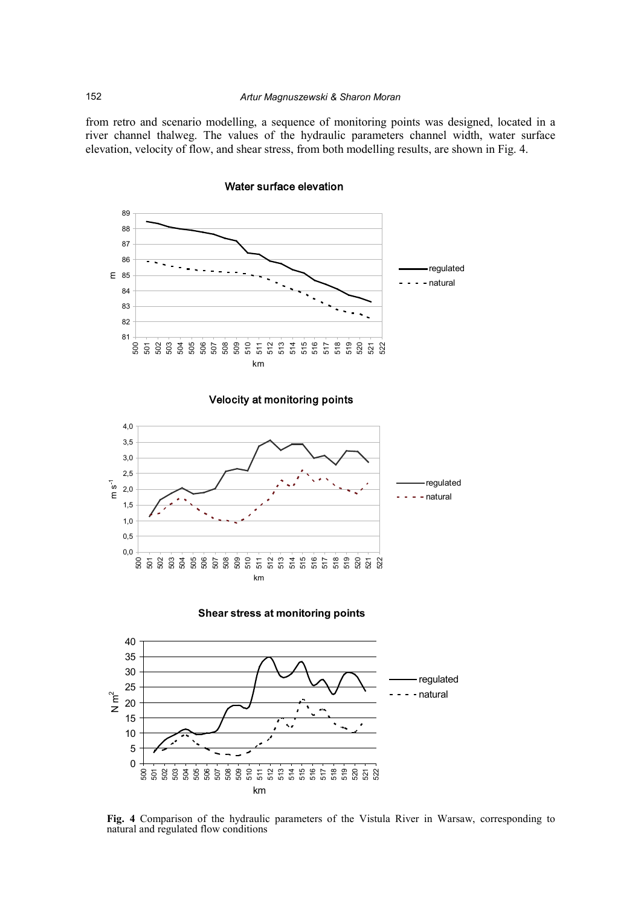from retro and scenario modelling, a sequence of monitoring points was designed, located in a river channel thalweg. The values of the hydraulic parameters channel width, water surface elevation, velocity of flow, and shear stress, from both modelling results, are shown in Fig. 4.

**Fig. 4** Comparison of the hydraulic parameters of the Vistula River in Warsaw, corresponding to natural and regulated flow conditions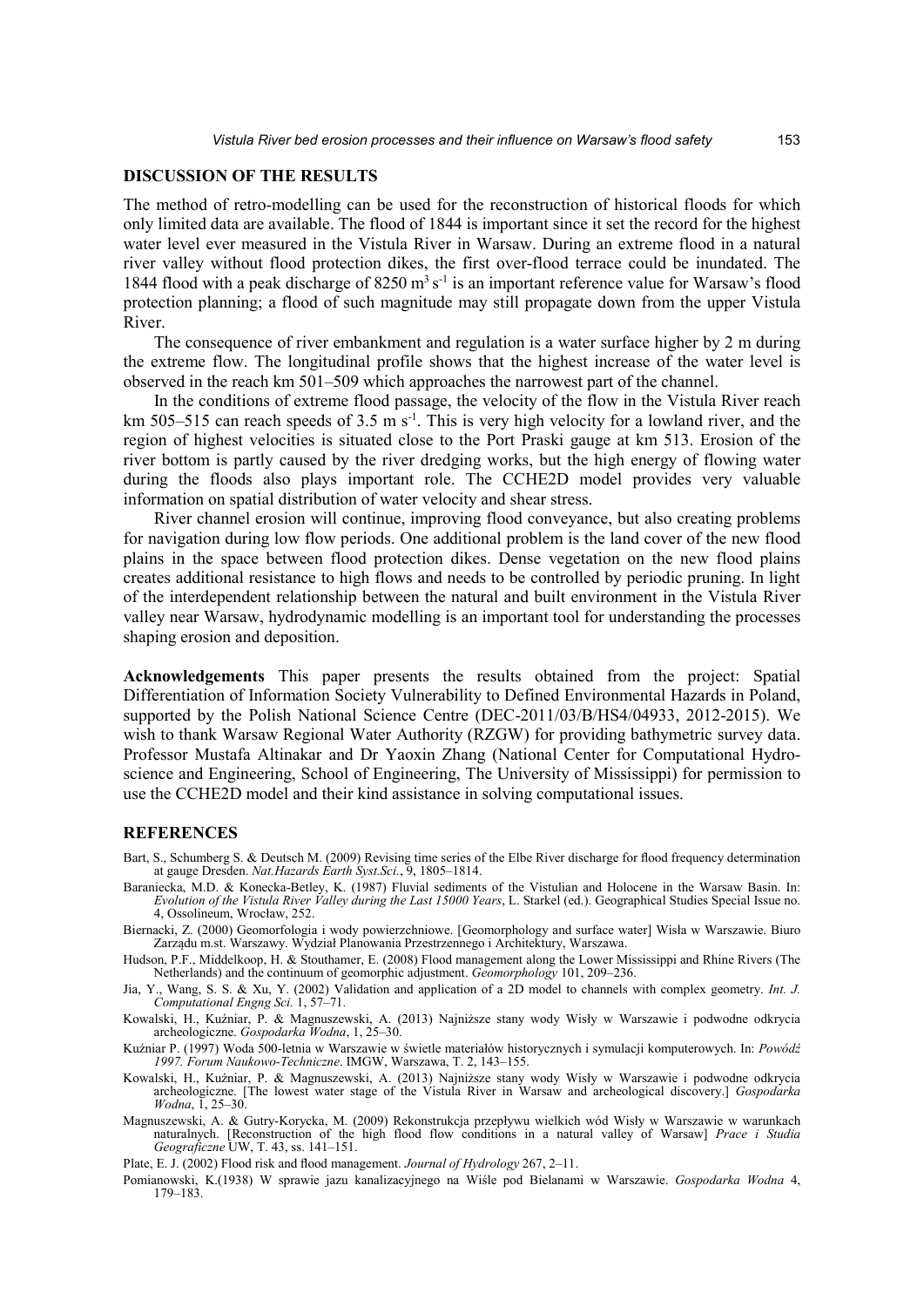## DISCUSSION OF THE RESULTS

The method of retro-modelling can be used for the reconstruction of historical floods for which only limited data are available. The flood of 1844 is important since it set the record for the highest water level ever measured in the Vistula River in Warsaw. During an extreme flood in a natural river valley without flood protection dikes, the first over-flood terrace could be inundated. The 1844 flood with a peak discharge of 8250 $m^3 s^{-1}$ is an important reference value for Warsaw's flood protection planning; a flood of such magnitude may still propagate down from the upper Vistula River.

The consequence of river embankment and regulation is a water surface higher by 2 m during the extreme flow. The longitudinal profile shows that the highest increase of the water level is observed in the reach km 501–509 which approaches the narrowest part of the channel.

In the conditions of extreme flood passage, the velocity of the flow in the Vistula River reach km 505–515 can reach speeds of 3.5 m $s^{-1}$. This is very high velocity for a lowland river, and the region of highest velocities is situated close to the Port Praski gauge at km 513. Erosion of the river bottom is partly caused by the river dredging works, but the high energy of flowing water during the floods also plays important role. The CCHE2D model provides very valuable information on spatial distribution of water velocity and shear stress.

River channel erosion will continue, improving flood conveyance, but also creating problems for navigation during low flow periods. One additional problem is the land cover of the new flood plains in the space between flood protection dikes. Dense vegetation on the new flood plains creates additional resistance to high flows and needs to be controlled by periodic pruning. In light of the interdependent relationship between the natural and built environment in the Vistula River valley near Warsaw, hydrodynamic modelling is an important tool for understanding the processes shaping erosion and deposition.

**Acknowledgements** This paper presents the results obtained from the project: Spatial Differentiation of Information Society Vulnerability to Defined Environmental Hazards in Poland, supported by the Polish National Science Centre (DEC-2011/03/B/HS4/04933, 2012-2015). We wish to thank Warsaw Regional Water Authority (RZGW) for providing bathymetric survey data. Professor Mustafa Altinakar and Dr Yaoxin Zhang (National Center for Computational Hydro-science and Engineering, School of Engineering, The University of Mississippi) for permission to use the CCHE2D model and their kind assistance in solving computational issues.

## REFERENCES

Bart, S., Schumberg S. & Deutsch M. (2009) Revising time series of the Elbe River discharge for flood frequency determination at gauge Dresden. *Nat.Hazards Earth Syst.Sci.*, 9, 1805–1814.

Baraniecka, M.D. & Konecka-Betley, K. (1987) Fluvial sediments of the Vistulian and Holocene in the Warsaw Basin. In: *Evolution of the Vistula River Valley during the Last 15000 Years*, L. Starkel (ed.). Geographical Studies Special Issue no. 4, Ossolineum, Wrocław, 252.

Biernacki, Z. (2000) Geomorfologia i wody powierzchniowe. [Geomorphology and surface water] Wisła w Warszawie. Biuro Zarządu m.st. Warszawy. Wydział Planowania Przestrzennego i Architektury, Warszawa.

Hudson, P.F., Middelkoop, H. & Stouthamer, E. (2008) Flood management along the Lower Mississippi and Rhine Rivers (The Netherlands) and the continuum of geomorphic adjustment. *Geomorphology* 101, 209–236.

Jia, Y., Wang, S. S. & Xu, Y. (2002) Validation and application of a 2D model to channels with complex geometry. *Int. J. Computational Engng Sci.* 1, 57–71.

Kowalski, H., Kuźniar, P. & Magnuszewski, A. (2013) Najniższe stany wody Wisły w Warszawie i podwodne odkrycia archeologiczne. *Gospodarka Wodna*, 1, 25–30.

Kuźniar P. (1997) Woda 500-letnia w Warszawie w świetle materiałów historycznych i symulacji komputerowych. In: *Powódź 1997. Forum Naukowo-Techniczne*. IMGW, Warszawa, T. 2, 143–155.

Kowalski, H., Kuźniar, P. & Magnuszewski, A. (2013) Najniższe stany wody Wisły w Warszawie i podwodne odkrycia archeologiczne. [The lowest water stage of the Vistula River in Warsaw and archeological discovery.] *Gospodarka Wodna*, 1, 25–30.

Magnuszewski, A. & Gutry-Korycka, M. (2009) Rekonstrukcja przepływu wielkich wód Wisły w Warszawie w warunkach naturalnych. [Reconstruction of the high flood flow conditions in a natural valley of Warsaw] *Prace i Studia Geograficzne* UW, T. 43, ss. 141–151.

Plate, E. J. (2002) Flood risk and flood management. *Journal of Hydrology* 267, 2–11.

Pomianowski, K.(1938) W sprawie jazu kanalizacyjnego na Wiśle pod Bielanami w Warszawie. *Gospodarka Wodna* 4, 179–183.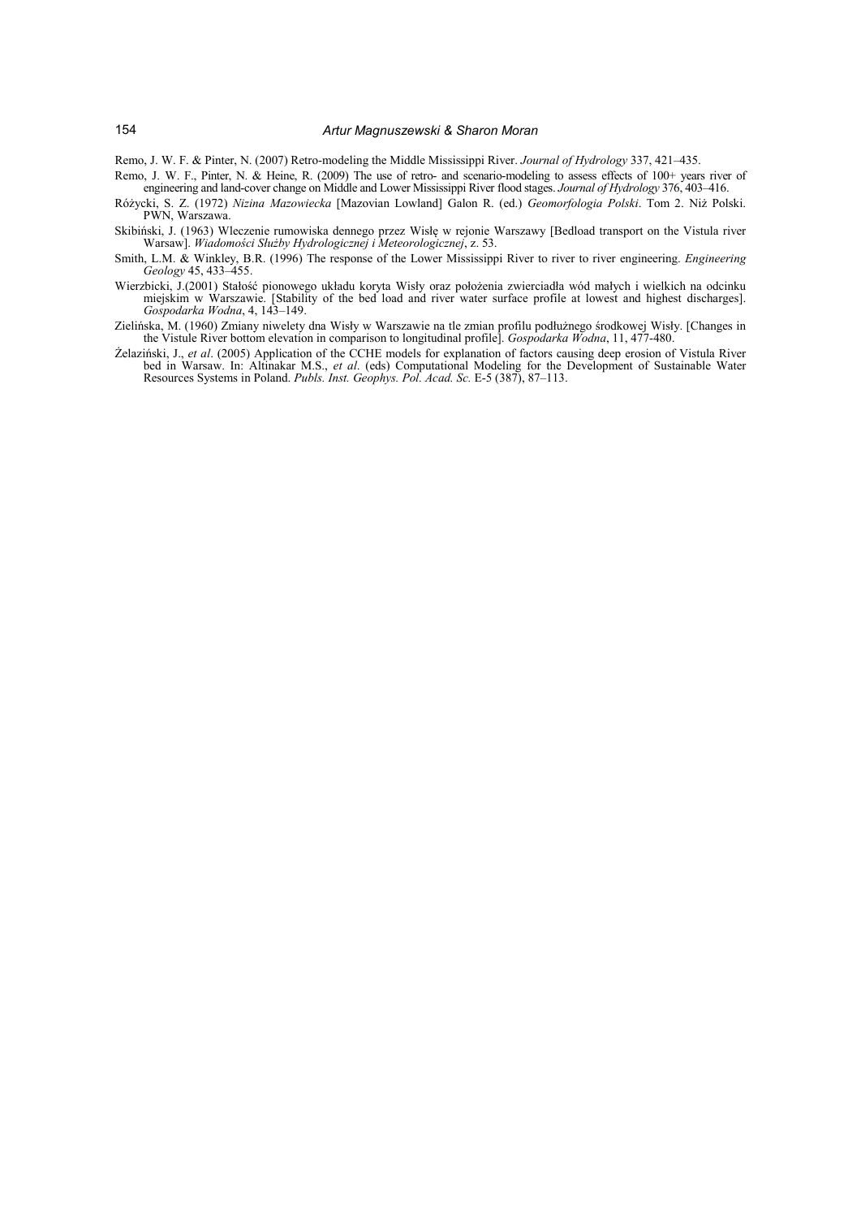Remo, J. W. F. & Pinter, N. (2007) Retro-modeling the Middle Mississippi River. *Journal of Hydrology* 337, 421–435.

Remo, J. W. F., Pinter, N. & Heine, R. (2009) The use of retro- and scenario-modeling to assess effects of 100+ years river of engineering and land-cover change on Middle and Lower Mississippi River flood stages. *Journal of Hydrology* 376, 403–416.

Różycki, S. Z. (1972) *Nizina Mazowiecka* [Mazovian Lowland] Galon R. (ed.) *Geomorfologia Polski*. Tom 2. Niż Polski. PWN, Warszawa.

Skibiński, J. (1963) Wleczenie rumowiska dennego przez Wisłę w rejonie Warszawy [Bedload transport on the Vistula river Warsaw]. *Wiadomości Służby Hydrologicznej i Meteorologicznej*, z. 53.

Smith, L.M. & Winkley, B.R. (1996) The response of the Lower Mississippi River to river to river engineering. *Engineering Geology* 45, 433–455.

Wierzbicki, J.(2001) Stałość pionowego układu koryta Wisły oraz położenia zwierciadła wód małych i wielkich na odcinku miejskim w Warszawie. [Stability of the bed load and river water surface profile at lowest and highest discharges]. *Gospodarka Wodna*, 4, 143–149.

Zielińska, M. (1960) Zmiany niwelety dna Wisły w Warszawie na tle zmian profilu podłużnego środkowej Wisły. [Changes in the Vistule River bottom elevation in comparison to longitudinal profile]. *Gospodarka Wodna*, 11, 477-480.

Żelaziński, J., *et al*. (2005) Application of the CCHE models for explanation of factors causing deep erosion of Vistula River bed in Warsaw. In: Altinakar M.S., *et al*. (eds) Computational Modeling for the Development of Sustainable Water Resources Systems in Poland. *Publs. Inst. Geophys. Pol. Acad. Sc.* E-5 (387), 87–113.